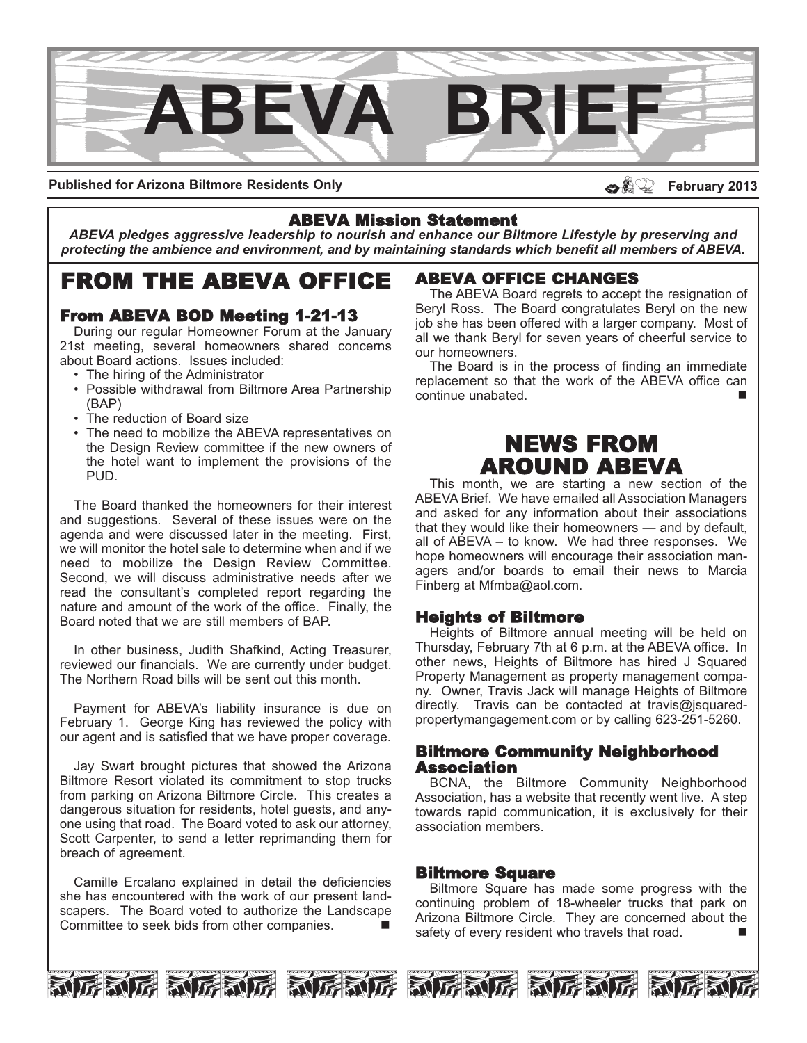# ABEVA BRIEF

**Published for Arizona Biltmore Residents Only** **February 2013**

## ABEVA Mission Statement

***ABEVA pledges aggressive leadership to nourish and enhance our Biltmore Lifestyle by preserving and protecting the ambience and environment, and by maintaining standards which benefit all members of ABEVA.***

# FROM THE ABEVA OFFICE

### From ABEVA BOD Meeting 1-21-13

During our regular Homeowner Forum at the January 21st meeting, several homeowners shared concerns about Board actions. Issues included:

- The hiring of the Administrator
- Possible withdrawal from Biltmore Area Partnership (BAP)
- The reduction of Board size
- The need to mobilize the ABEVA representatives on the Design Review committee if the new owners of the hotel want to implement the provisions of the PUD.

The Board thanked the homeowners for their interest and suggestions. Several of these issues were on the agenda and were discussed later in the meeting. First, we will monitor the hotel sale to determine when and if we need to mobilize the Design Review Committee. Second, we will discuss administrative needs after we read the consultant's completed report regarding the nature and amount of the work of the office. Finally, the Board noted that we are still members of BAP.

In other business, Judith Shafkind, Acting Treasurer, reviewed our financials. We are currently under budget. The Northern Road bills will be sent out this month.

Payment for ABEVA's liability insurance is due on February 1. George King has reviewed the policy with our agent and is satisfied that we have proper coverage.

Jay Swart brought pictures that showed the Arizona Biltmore Resort violated its commitment to stop trucks from parking on Arizona Biltmore Circle. This creates a dangerous situation for residents, hotel guests, and anyone using that road. The Board voted to ask our attorney, Scott Carpenter, to send a letter reprimanding them for breach of agreement.

Camille Ercalano explained in detail the deficiencies she has encountered with the work of our present landscapers. The Board voted to authorize the Landscape Committee to seek bids from other companies. ■

## ABEVA OFFICE CHANGES

The ABEVA Board regrets to accept the resignation of Beryl Ross. The Board congratulates Beryl on the new job she has been offered with a larger company. Most of all we thank Beryl for seven years of cheerful service to our homeowners.

The ABEVA Board is in the process of finding an immediate replacement so that the work of the ABEVA office can continue unabated. ■

# NEWS FROM AROUND ABEVA

This month, we are starting a new section of the ABEVA Brief. We have emailed all Association Managers and asked for any information about their associations that they would like their homeowners — and by default, all of ABEVA – to know. We had three responses. We hope homeowners will encourage their association managers and/or boards to email their news to Marcia Finberg at Mfmba@aol.com.

### Heights of Biltmore

Heights of Biltmore annual meeting will be held on Thursday, February 7th at 6 p.m. at the ABEVA office. In other news, Heights of Biltmore has hired J Squared Property Management as property management company. Owner, Travis Jack will manage Heights of Biltmore directly. Travis can be contacted at travis@jsquared-propertymangagement.com or by calling 623-251-5260.

### Biltmore Community Neighborhood Association

BCNA, the Biltmore Community Neighborhood Association, has a website that recently went live. A step towards rapid communication, it is exclusively for their association members.

### Biltmore Square

Biltmore Square has made some progress with the continuing problem of 18-wheeler trucks that park on Arizona Biltmore Circle. They are concerned about the safety of every resident who travels that road. ■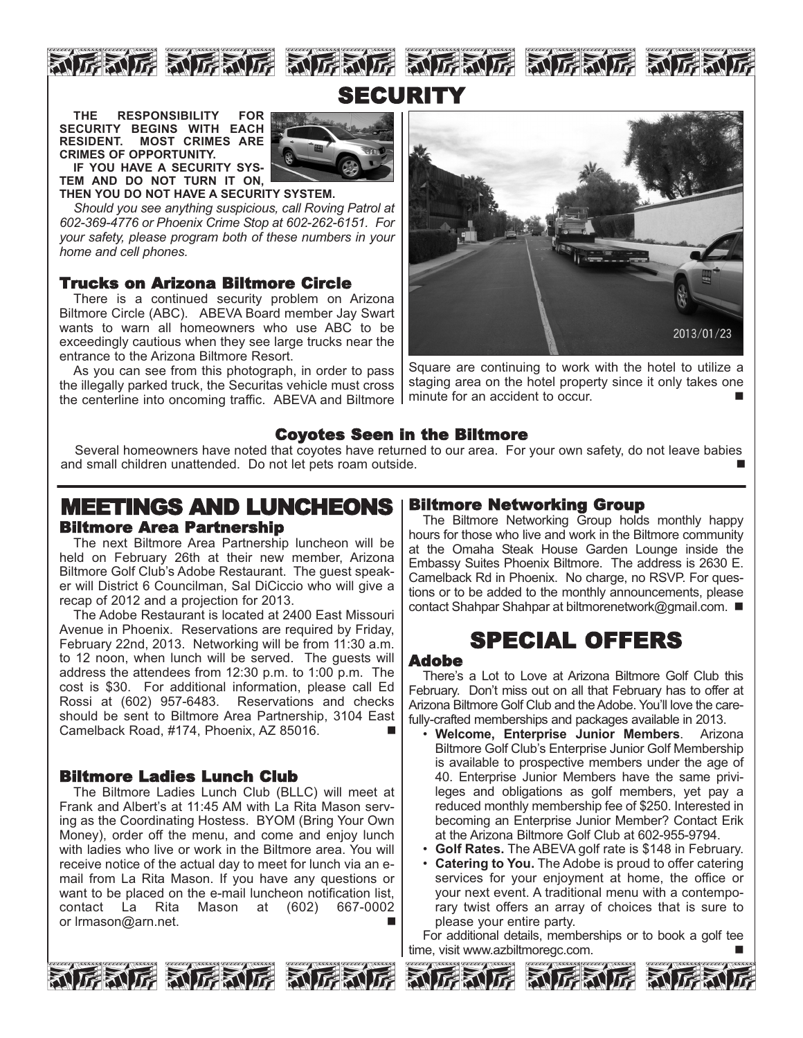# SECURITY

**THE RESPONSIBILITY FOR SECURITY BEGINS WITH EACH RESIDENT. MOST CRIMES ARE CRIMES OF OPPORTUNITY.**

**IF YOU HAVE A SECURITY SYSTEM AND DO NOT TURN IT ON, THEN YOU DO NOT HAVE A SECURITY SYSTEM.**

*Should you see anything suspicious, call Roving Patrol at 602-369-4776 or Phoenix Crime Stop at 602-262-6151. For your safety, please program both of these numbers in your home and cell phones.*

### Trucks on Arizona Biltmore Circle

There is a continued security problem on Arizona Biltmore Circle (ABC). ABEVA Board member Jay Swart wants to warn all homeowners who use ABC to be exceedingly cautious when they see large trucks near the entrance to the Arizona Biltmore Resort.

As you can see from this photograph, in order to pass the illegally parked truck, the Securitas vehicle must cross the centerline into oncoming traffic. ABEVA and Biltmore Square are continuing to work with the hotel to utilize a staging area on the hotel property since it only takes one minute for an accident to occur. ■

### Coyotes Seen in the Biltmore

Several homeowners have noted that coyotes have returned to our area. For your own safety, do not leave babies and small children unattended. Do not let pets roam outside. ■

# MEETINGS AND LUNCHEONS

### Biltmore Area Partnership

The next Biltmore Area Partnership luncheon will be held on February 26th at their new member, Arizona Biltmore Golf Club's Adobe Restaurant. The guest speaker will District 6 Councilman, Sal DiCiccio who will give a recap of 2012 and a projection for 2013.

The Adobe Restaurant is located at 2400 East Missouri Avenue in Phoenix. Reservations are required by Friday, February 22nd, 2013. Networking will be from 11:30 a.m. to 12 noon, when lunch will be served. The guests will address the attendees from 12:30 p.m. to 1:00 p.m. The cost is $30. For additional information, please call Ed Rossi at (602) 957-6483. Reservations and checks should be sent to Biltmore Area Partnership, 3104 East Camelback Road, #174, Phoenix, AZ 85016. ■

### Biltmore Ladies Lunch Club

The Biltmore Ladies Lunch Club (BLLC) will meet at Frank and Albert's at 11:45 AM with La Rita Mason serving as the Coordinating Hostess. BYOM (Bring Your Own Money), order off the menu, and come and enjoy lunch with ladies who live or work in the Biltmore area. You will receive notice of the actual day to meet for lunch via an e-mail from La Rita Mason. If you have any questions or want to be placed on the e-mail luncheon notification list, contact La Rita Mason at (602) 667-0002 or lrmason@arn.net. ■

### Biltmore Networking Group

The Biltmore Networking Group holds monthly happy hours for those who live and work in the Biltmore community at the Omaha Steak House Garden Lounge inside the Embassy Suites Phoenix Biltmore. The address is 2630 E. Camelback Rd in Phoenix. No charge, no RSVP. For questions or to be added to the monthly announcements, please contact Shahpar Shahpar at biltmorenetwork@gmail.com. ■

# SPECIAL OFFERS

### Adobe

There's a Lot to Love at Arizona Biltmore Golf Club this February. Don't miss out on all that February has to offer at Arizona Biltmore Golf Club and the Adobe. You'll love the carefully-crafted memberships and packages available in 2013.

- **Welcome, Enterprise Junior Members**. Arizona Biltmore Golf Club's Enterprise Junior Golf Membership is available to prospective members under the age of 40. Enterprise Junior Members have the same privileges and obligations as golf members, yet pay a reduced monthly membership fee of $250. Interested in becoming an Enterprise Junior Member? Contact Erik at the Arizona Biltmore Golf Club at 602-955-9794.
- **Golf Rates.** The ABEVA golf rate is $148 in February.
- **Catering to You.** The Adobe is proud to offer catering services for your enjoyment at home, the office or your next event. A traditional menu with a contemporary twist offers an array of choices that is sure to please your entire party.

For additional details, memberships or to book a golf tee time, visit www.azbiltmoregc.com. ■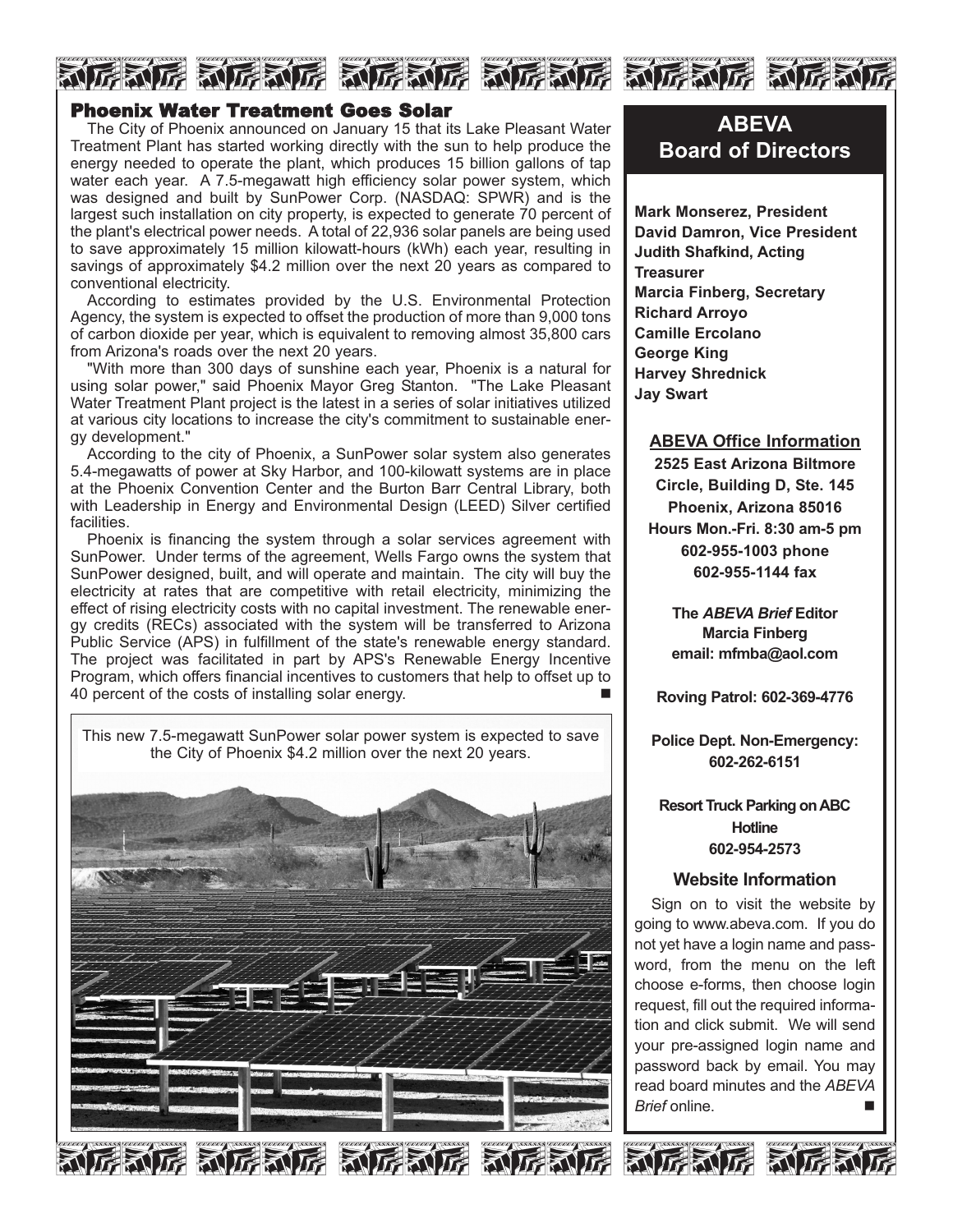## Phoenix Water Treatment Goes Solar

The City of Phoenix announced on January 15 that its Lake Pleasant Water Treatment Plant has started working directly with the sun to help produce the energy needed to operate the plant, which produces 15 billion gallons of tap water each year. A 7.5-megawatt high efficiency solar power system, which was designed and built by SunPower Corp. (NASDAQ: SPWR) and is the largest such installation on city property, is expected to generate 70 percent of the plant's electrical power needs. A total of 22,936 solar panels are being used to save approximately 15 million kilowatt-hours (kWh) each year, resulting in savings of approximately $4.2 million over the next 20 years as compared to conventional electricity.

According to estimates provided by the U.S. Environmental Protection Agency, the system is expected to offset the production of more than 9,000 tons of carbon dioxide per year, which is equivalent to removing almost 35,800 cars from Arizona's roads over the next 20 years.

"With more than 300 days of sunshine each year, Phoenix is a natural for using solar power," said Phoenix Mayor Greg Stanton. "The Lake Pleasant Water Treatment Plant project is the latest in a series of solar initiatives utilized at various city locations to increase the city's commitment to sustainable energy development."

According to the city of Phoenix, a SunPower solar system also generates 5.4-megawatts of power at Sky Harbor, and 100-kilowatt systems are in place at the Phoenix Convention Center and the Burton Barr Central Library, both with Leadership in Energy and Environmental Design (LEED) Silver certified facilities.

Phoenix is financing the system through a solar services agreement with SunPower. Under terms of the agreement, Wells Fargo owns the system that SunPower designed, built, and will operate and maintain. The city will buy the electricity at rates that are competitive with retail electricity, minimizing the effect of rising electricity costs with no capital investment. The renewable energy credits (RECs) associated with the system will be transferred to Arizona Public Service (APS) in fulfillment of the state's renewable energy standard. The project was facilitated in part by APS's Renewable Energy Incentive Program, which offers financial incentives to customers that help to offset up to 40 percent of the costs of installing solar energy. ■

This new 7.5-megawatt SunPower solar power system is expected to save the City of Phoenix $4.2 million over the next 20 years.

## ABEVA Board of Directors

**Mark Monserez, President**
**David Damron, Vice President**
**Judith Shafkind, Acting Treasurer**
**Marcia Finberg, Secretary**
**Richard Arroyo**
**Camille Ercolano**
**George King**
**Harvey Shrednick**
**Jay Swart**

### ABEVA Office Information

**2525 East Arizona Biltmore Circle, Building D, Ste. 145**
**Phoenix, Arizona 85016**
**Hours Mon.-Fri. 8:30 am-5 pm**
**602-955-1003 phone**
**602-955-1144 fax**

**The *ABEVA Brief* Editor**
**Marcia Finberg**
**email: mfmba@aol.com**

**Roving Patrol: 602-369-4776**

**Police Dept. Non-Emergency: 602-262-6151**

**Resort Truck Parking on ABC Hotline**
**602-954-2573**

### Website Information

Sign on to visit the website by going to www.abeva.com. If you do not yet have a login name and password, from the menu on the left choose e-forms, then choose login request, fill out the required information and click submit. We will send your pre-assigned login name and password back by email. You may read board minutes and the *ABEVA Brief* online. ■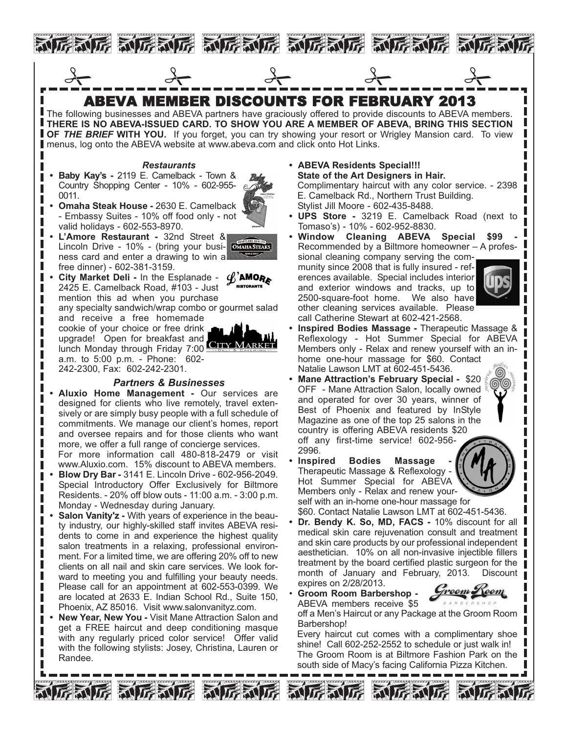# ABEVA MEMBER DISCOUNTS FOR FEBRUARY 2013

The following businesses and ABEVA partners have graciously offered to provide discounts to ABEVA members. **THERE IS NO ABEVA-ISSUED CARD. TO SHOW YOU ARE A MEMBER OF ABEVA, BRING THIS SECTION OF *THE BRIEF* WITH YOU.** If you forget, you can try showing your resort or Wrigley Mansion card. To view menus, log onto the ABEVA website at www.abeva.com and click onto Hot Links.

### *Restaurants*

- **Baby Kay's -** 2119 E. Camelback - Town & Country Shopping Center - 10% - 602-955-0011.
- **Omaha Steak House -** 2630 E. Camelback - Embassy Suites - 10% off food only - not valid holidays - 602-553-8970.
- **L'Amore Restaurant -** 32nd Street & Lincoln Drive - 10% - (bring your business card and enter a drawing to win a free dinner) - 602-381-3159.
- **City Market Deli -** In the Esplanade - 2425 E. Camelback Road, #103 - Just mention this ad when you purchase any specialty sandwich/wrap combo or gourmet salad and receive a free homemade cookie of your choice or free drink upgrade! Open for breakfast and lunch Monday through Friday 7:00 a.m. to 5:00 p.m. - Phone: 602-242-2300, Fax: 602-242-2301.

### *Partners & Businesses*

- **Aluxio Home Management -** Our services are designed for clients who live remotely, travel extensively or are simply busy people with a full schedule of commitments. We manage our client's homes, report and oversee repairs and for those clients who want more, we offer a full range of concierge services. For more information call 480-818-2479 or visit www.Aluxio.com. 15% discount to ABEVA members.
- **Blow Dry Bar -** 3141 E. Lincoln Drive - 602-956-2049. Special Introductory Offer Exclusively for Biltmore Residents. - 20% off blow outs - 11:00 a.m. - 3:00 p.m. Monday - Wednesday during January.
- **Salon Vanity'z -** With years of experience in the beauty industry, our highly-skilled staff invites ABEVA residents to come in and experience the highest quality salon treatments in a relaxing, professional environment. For a limited time, we are offering 20% off to new clients on all nail and skin care services. We look forward to meeting you and fulfilling your beauty needs. Please call for an appointment at 602-553-0399. We are located at 2633 E. Indian School Rd., Suite 150, Phoenix, AZ 85016. Visit www.salonvanityz.com.
- **New Year, New You -** Visit Mane Attraction Salon and get a FREE haircut and deep conditioning masque with any regularly priced color service! Offer valid with the following stylists: Josey, Christina, Lauren or Randee.
- **ABEVA Residents Special!!!**
  **State of the Art Designers in Hair.**
  Complimentary haircut with any color service. - 2398 E. Camelback Rd., Northern Trust Building. Stylist Jill Moore - 602-435-8488.
- **UPS Store -** 3219 E. Camelback Road (next to Tomaso's) - 10% - 602-952-8830.
- **Window Cleaning ABEVA Special $99 -** Recommended by a Biltmore homeowner – A professional cleaning company serving the community since 2008 that is fully insured - references available. Special includes interior and exterior windows and tracks, up to 2500-square-foot home. We also have other cleaning services available. Please call Catherine Stewart at 602-421-2568.
- **Inspired Bodies Massage -** Therapeutic Massage & Reflexology - Hot Summer Special for ABEVA Members only - Relax and renew yourself with an in-home one-hour massage for $60. Contact Natalie Lawson LMT at 602-451-5436.
- **Mane Attraction's February Special -** $20 OFF - Mane Attraction Salon, locally owned and operated for over 30 years, winner of Best of Phoenix and featured by InStyle Magazine as one of the top 25 salons in the country is offering ABEVA residents $20 off any first-time service! 602-956-2996.
- **Inspired Bodies Massage -** Therapeutic Massage & Reflexology - Hot Summer Special for ABEVA Members only - Relax and renew yourself with an in-home one-hour massage for $60. Contact Natalie Lawson LMT at 602-451-5436.
- **Dr. Bendy K. So, MD, FACS -** 10% discount for all medical skin care rejuvenation consult and treatment and skin care products by our professional independent aesthetician. 10% on all non-invasive injectible fillers treatment by the board certified plastic surgeon for the month of January and February, 2013. Discount expires on 2/28/2013.
- **Groom Room Barbershop -** ABEVA members receive $5 off a Men's Haircut or any Package at the Groom Room Barbershop!
  Every haircut cut comes with a complimentary shoe shine! Call 602-252-2552 to schedule or just walk in! The Groom Room is at Biltmore Fashion Park on the south side of Macy's facing California Pizza Kitchen.